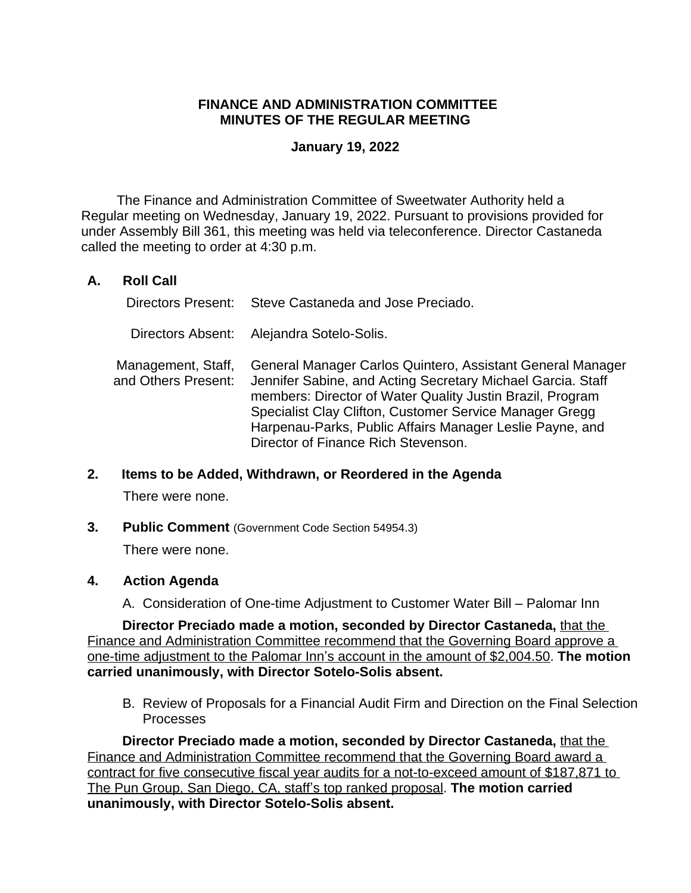**FINANCE AND ADMINISTRATION COMMITTEE**
**MINUTES OF THE REGULAR MEETING**

**January 19, 2022**

The Finance and Administration Committee of Sweetwater Authority held a Regular meeting on Wednesday, January 19, 2022. Pursuant to provisions provided for under Assembly Bill 361, this meeting was held via teleconference. Director Castaneda called the meeting to order at 4:30 p.m.

**A. Roll Call**

Directors Present: Steve Castaneda and Jose Preciado.

Directors Absent: Alejandra Sotelo-Solis.

Management, Staff, and Others Present: General Manager Carlos Quintero, Assistant General Manager Jennifer Sabine, and Acting Secretary Michael Garcia. Staff members: Director of Water Quality Justin Brazil, Program Specialist Clay Clifton, Customer Service Manager Gregg Harpenau-Parks, Public Affairs Manager Leslie Payne, and Director of Finance Rich Stevenson.

**2. Items to be Added, Withdrawn, or Reordered in the Agenda**

There were none.

**3. Public Comment** (Government Code Section 54954.3)

There were none.

**4. Action Agenda**

A. Consideration of One-time Adjustment to Customer Water Bill – Palomar Inn

**Director Preciado made a motion, seconded by Director Castaneda,** that the Finance and Administration Committee recommend that the Governing Board approve a one-time adjustment to the Palomar Inn's account in the amount of $2,004.50. **The motion carried unanimously, with Director Sotelo-Solis absent.**

B. Review of Proposals for a Financial Audit Firm and Direction on the Final Selection Processes

**Director Preciado made a motion, seconded by Director Castaneda,** that the Finance and Administration Committee recommend that the Governing Board award a contract for five consecutive fiscal year audits for a not-to-exceed amount of $187,871 to The Pun Group, San Diego, CA, staff's top ranked proposal. **The motion carried unanimously, with Director Sotelo-Solis absent.**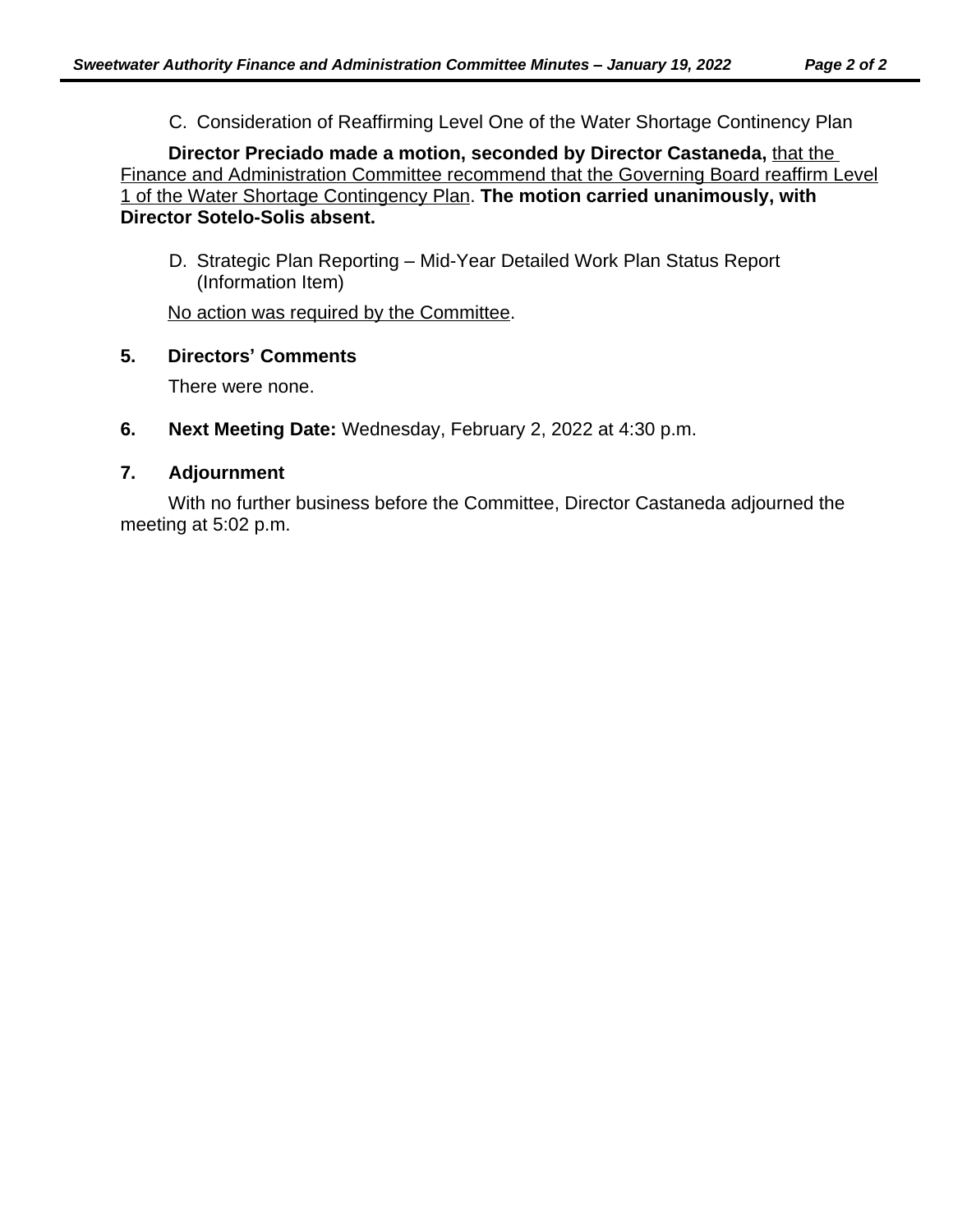C. Consideration of Reaffirming Level One of the Water Shortage Continency Plan

**Director Preciado made a motion, seconded by Director Castaneda,** <u>that the Finance and Administration Committee recommend that the Governing Board reaffirm Level 1 of the Water Shortage Contingency Plan</u>. **The motion carried unanimously, with Director Sotelo-Solis absent.**

D. Strategic Plan Reporting – Mid-Year Detailed Work Plan Status Report (Information Item)

<u>No action was required by the Committee</u>.

**5. Directors' Comments**

There were none.

**6. Next Meeting Date:** Wednesday, February 2, 2022 at 4:30 p.m.

**7. Adjournment**

With no further business before the Committee, Director Castaneda adjourned the meeting at 5:02 p.m.